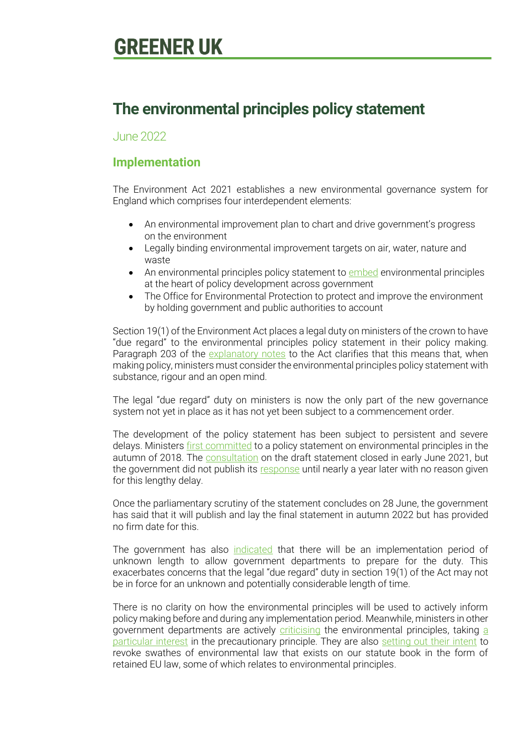# GREENER UK

## The environmental principles policy statement

June 2022

### Implementation

The Environment Act 2021 establishes a new environmental governance system for England which comprises four interdependent elements:

- An environmental improvement plan to chart and drive government's progress on the environment
- Legally binding environmental improvement targets on air, water, nature and waste
- An environmental principles policy statement to embed environmental principles at the heart of policy development across government
- The Office for Environmental Protection to protect and improve the environment by holding government and public authorities to account

Section 19(1) of the Environment Act places a legal duty on ministers of the crown to have "due regard" to the environmental principles policy statement in their policy making. Paragraph 203 of the explanatory notes to the Act clarifies that this means that, when making policy, ministers must consider the environmental principles policy statement with substance, rigour and an open mind.

The legal "due regard" duty on ministers is now the only part of the new governance system not yet in place as it has not yet been subject to a commencement order.

The development of the policy statement has been subject to persistent and severe delays. Ministers first committed to a policy statement on environmental principles in the autumn of 2018. The consultation on the draft statement closed in early June 2021, but the government did not publish its response until nearly a year later with no reason given for this lengthy delay.

Once the parliamentary scrutiny of the statement concludes on 28 June, the government has said that it will publish and lay the final statement in autumn 2022 but has provided no firm date for this.

The government has also indicated that there will be an implementation period of unknown length to allow government departments to prepare for the duty. This exacerbates concerns that the legal "due regard" duty in section 19(1) of the Act may not be in force for an unknown and potentially considerable length of time.

There is no clarity on how the environmental principles will be used to actively inform policy making before and during any implementation period. Meanwhile, ministers in other government departments are actively criticising the environmental principles, taking a particular interest in the precautionary principle. They are also setting out their intent to revoke swathes of environmental law that exists on our statute book in the form of retained EU law, some of which relates to environmental principles.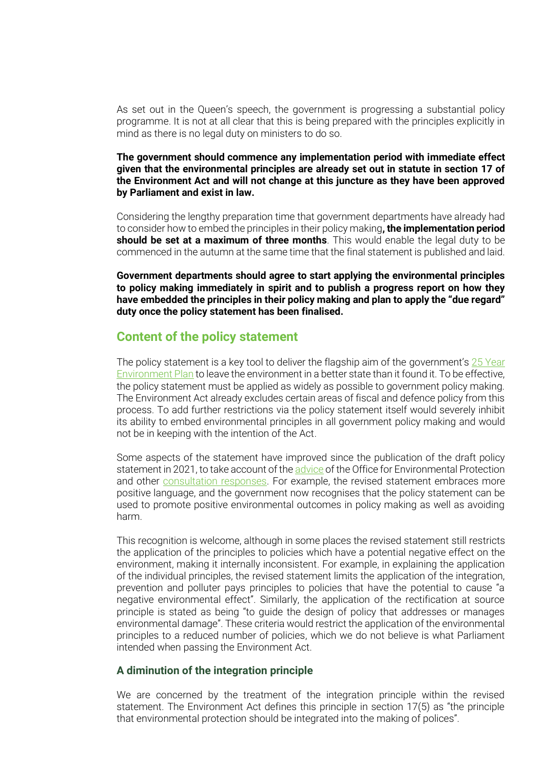As set out in the Queen's speech, the government is progressing a substantial policy programme. It is not at all clear that this is being prepared with the principles explicitly in mind as there is no legal duty on ministers to do so.

**The government should commence any implementation period with immediate effect given that the environmental principles are already set out in statute in section 17 of the Environment Act and will not change at this juncture as they have been approved by Parliament and exist in law.**

Considering the lengthy preparation time that government departments have already had to consider how to embed the principles in their policy making**, the implementation period should be set at a maximum of three months**. This would enable the legal duty to be commenced in the autumn at the same time that the final statement is published and laid.

**Government departments should agree to start applying the environmental principles to policy making immediately in spirit and to publish a progress report on how they have embedded the principles in their policy making and plan to apply the "due regard" duty once the policy statement has been finalised.**

## Content of the policy statement

The policy statement is a key tool to deliver the flagship aim of the government's 25 Year Environment Plan to leave the environment in a better state than it found it. To be effective, the policy statement must be applied as widely as possible to government policy making. The Environment Act already excludes certain areas of fiscal and defence policy from this process. To add further restrictions via the policy statement itself would severely inhibit its ability to embed environmental principles in all government policy making and would not be in keeping with the intention of the Act.

Some aspects of the statement have improved since the publication of the draft policy statement in 2021, to take account of the advice of the Office for Environmental Protection and other consultation responses. For example, the revised statement embraces more positive language, and the government now recognises that the policy statement can be used to promote positive environmental outcomes in policy making as well as avoiding harm.

This recognition is welcome, although in some places the revised statement still restricts the application of the principles to policies which have a potential negative effect on the environment, making it internally inconsistent. For example, in explaining the application of the individual principles, the revised statement limits the application of the integration, prevention and polluter pays principles to policies that have the potential to cause "a negative environmental effect". Similarly, the application of the rectification at source principle is stated as being "to guide the design of policy that addresses or manages environmental damage". These criteria would restrict the application of the environmental principles to a reduced number of policies, which we do not believe is what Parliament intended when passing the Environment Act.

### A diminution of the integration principle

We are concerned by the treatment of the integration principle within the revised statement. The Environment Act defines this principle in section 17(5) as "the principle that environmental protection should be integrated into the making of polices".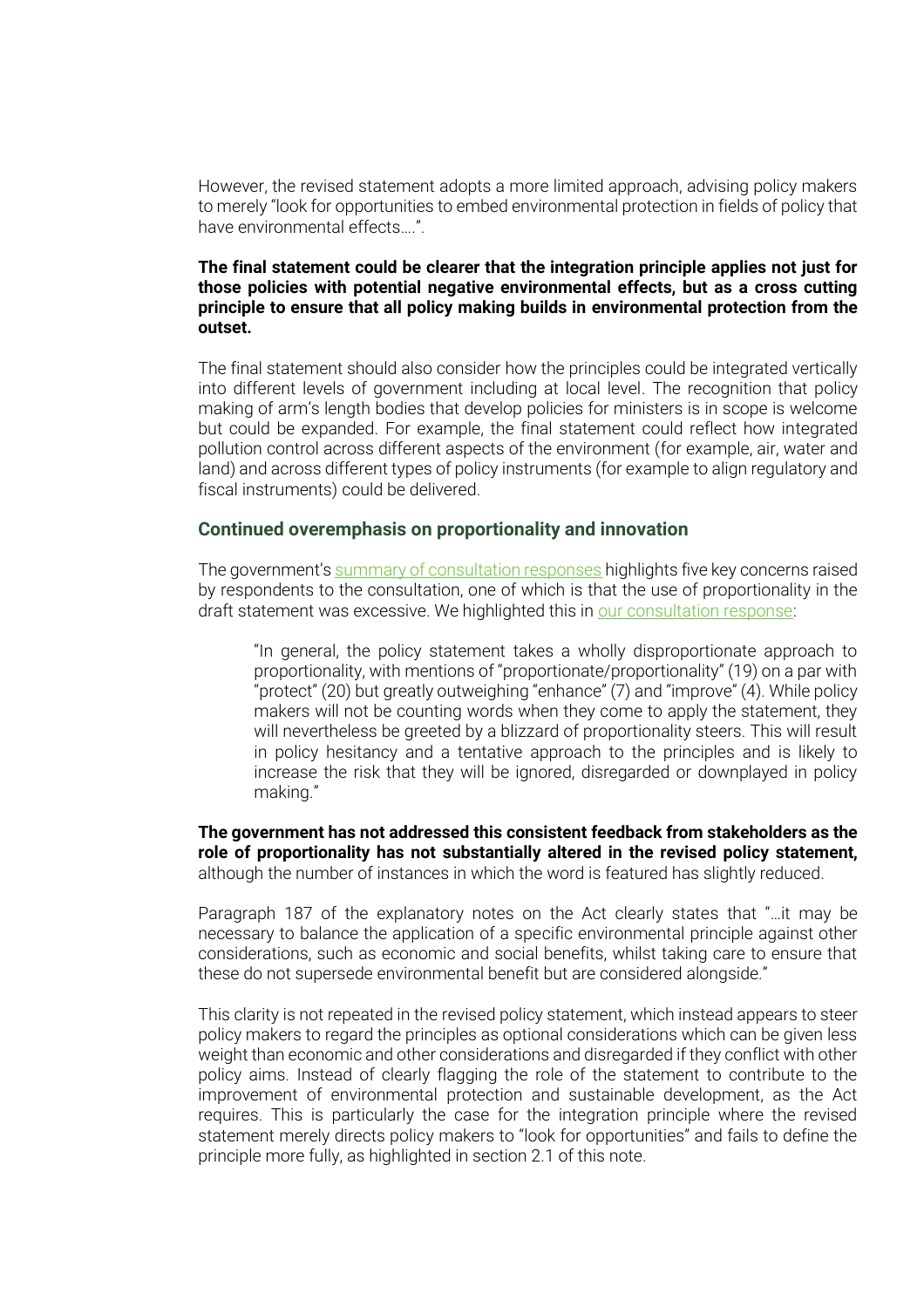However, the revised statement adopts a more limited approach, advising policy makers to merely "look for opportunities to embed environmental protection in fields of policy that have environmental effects….".

**The final statement could be clearer that the integration principle applies not just for those policies with potential negative environmental effects, but as a cross cutting principle to ensure that all policy making builds in environmental protection from the outset.**

The final statement should also consider how the principles could be integrated vertically into different levels of government including at local level. The recognition that policy making of arm's length bodies that develop policies for ministers is in scope is welcome but could be expanded. For example, the final statement could reflect how integrated pollution control across different aspects of the environment (for example, air, water and land) and across different types of policy instruments (for example to align regulatory and fiscal instruments) could be delivered.

### Continued overemphasis on proportionality and innovation

The government's summary of consultation responses highlights five key concerns raised by respondents to the consultation, one of which is that the use of proportionality in the draft statement was excessive. We highlighted this in our consultation response:

> "In general, the policy statement takes a wholly disproportionate approach to proportionality, with mentions of "proportionate/proportionality" (19) on a par with "protect" (20) but greatly outweighing "enhance" (7) and "improve" (4). While policy makers will not be counting words when they come to apply the statement, they will nevertheless be greeted by a blizzard of proportionality steers. This will result in policy hesitancy and a tentative approach to the principles and is likely to increase the risk that they will be ignored, disregarded or downplayed in policy making."

**The government has not addressed this consistent feedback from stakeholders as the role of proportionality has not substantially altered in the revised policy statement,** although the number of instances in which the word is featured has slightly reduced.

Paragraph 187 of the explanatory notes on the Act clearly states that "…it may be necessary to balance the application of a specific environmental principle against other considerations, such as economic and social benefits, whilst taking care to ensure that these do not supersede environmental benefit but are considered alongside."

This clarity is not repeated in the revised policy statement, which instead appears to steer policy makers to regard the principles as optional considerations which can be given less weight than economic and other considerations and disregarded if they conflict with other policy aims. Instead of clearly flagging the role of the statement to contribute to the improvement of environmental protection and sustainable development, as the Act requires. This is particularly the case for the integration principle where the revised statement merely directs policy makers to "look for opportunities" and fails to define the principle more fully, as highlighted in section 2.1 of this note.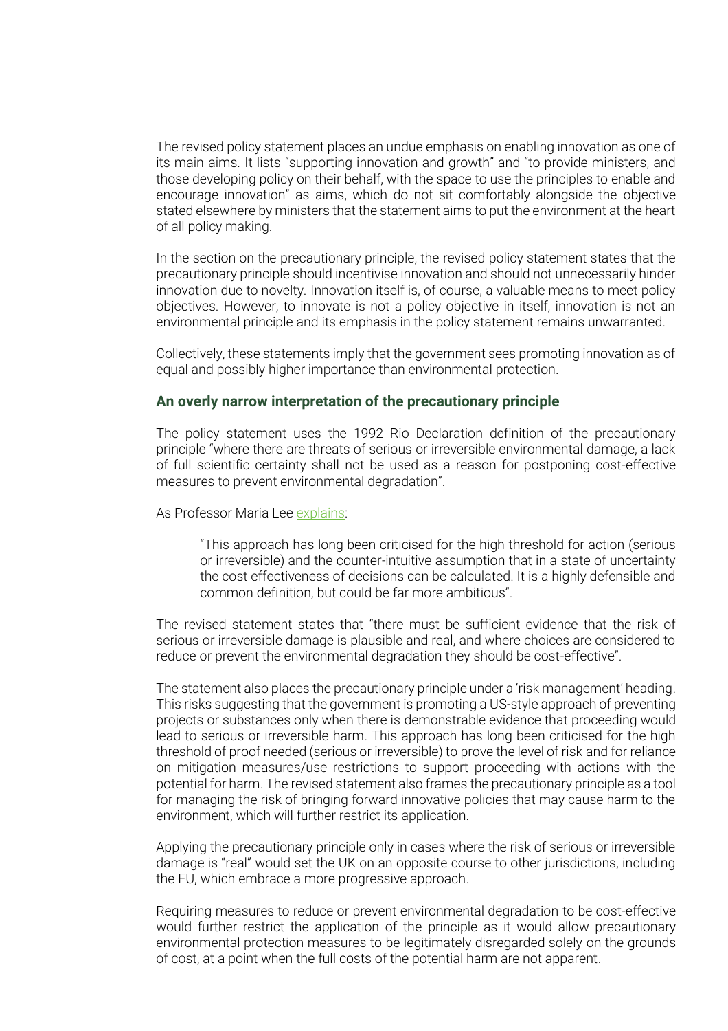The revised policy statement places an undue emphasis on enabling innovation as one of its main aims. It lists "supporting innovation and growth" and "to provide ministers, and those developing policy on their behalf, with the space to use the principles to enable and encourage innovation" as aims, which do not sit comfortably alongside the objective stated elsewhere by ministers that the statement aims to put the environment at the heart of all policy making.

In the section on the precautionary principle, the revised policy statement states that the precautionary principle should incentivise innovation and should not unnecessarily hinder innovation due to novelty. Innovation itself is, of course, a valuable means to meet policy objectives. However, to innovate is not a policy objective in itself, innovation is not an environmental principle and its emphasis in the policy statement remains unwarranted.

Collectively, these statements imply that the government sees promoting innovation as of equal and possibly higher importance than environmental protection.

### An overly narrow interpretation of the precautionary principle

The policy statement uses the 1992 Rio Declaration definition of the precautionary principle "where there are threats of serious or irreversible environmental damage, a lack of full scientific certainty shall not be used as a reason for postponing cost-effective measures to prevent environmental degradation".

As Professor Maria Lee explains:

> "This approach has long been criticised for the high threshold for action (serious or irreversible) and the counter-intuitive assumption that in a state of uncertainty the cost effectiveness of decisions can be calculated. It is a highly defensible and common definition, but could be far more ambitious".

The revised statement states that "there must be sufficient evidence that the risk of serious or irreversible damage is plausible and real, and where choices are considered to reduce or prevent the environmental degradation they should be cost-effective".

The statement also places the precautionary principle under a 'risk management' heading. This risks suggesting that the government is promoting a US-style approach of preventing projects or substances only when there is demonstrable evidence that proceeding would lead to serious or irreversible harm. This approach has long been criticised for the high threshold of proof needed (serious or irreversible) to prove the level of risk and for reliance on mitigation measures/use restrictions to support proceeding with actions with the potential for harm. The revised statement also frames the precautionary principle as a tool for managing the risk of bringing forward innovative policies that may cause harm to the environment, which will further restrict its application.

Applying the precautionary principle only in cases where the risk of serious or irreversible damage is "real" would set the UK on an opposite course to other jurisdictions, including the EU, which embrace a more progressive approach.

Requiring measures to reduce or prevent environmental degradation to be cost-effective would further restrict the application of the principle as it would allow precautionary environmental protection measures to be legitimately disregarded solely on the grounds of cost, at a point when the full costs of the potential harm are not apparent.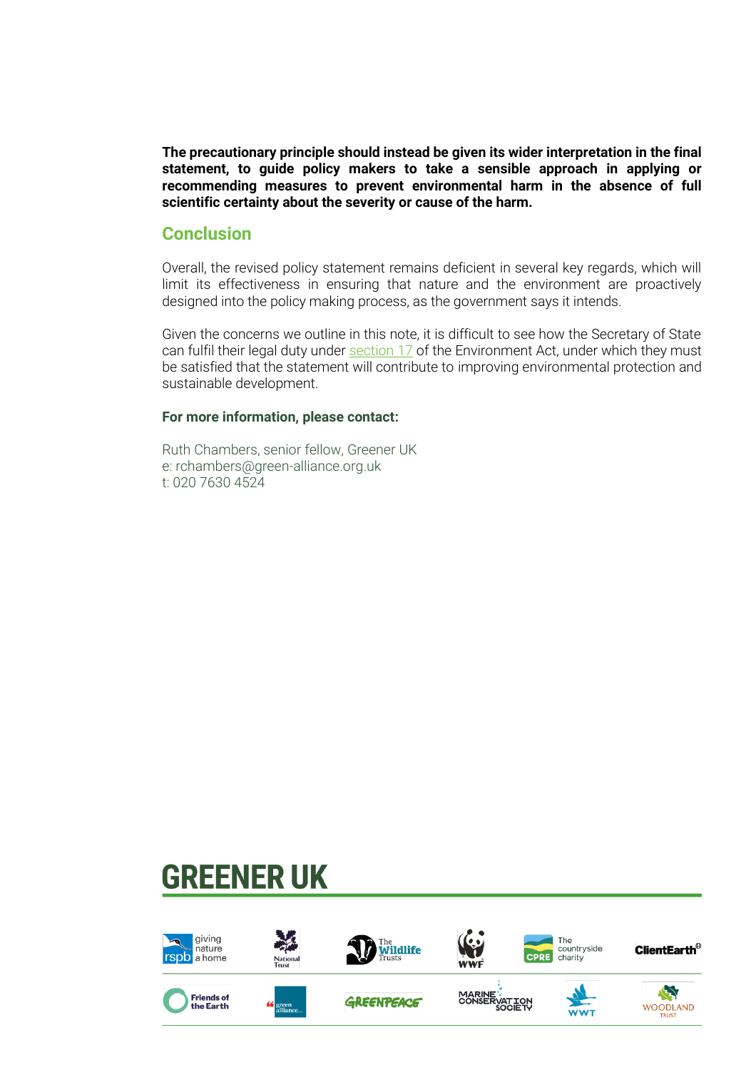**The precautionary principle should instead be given its wider interpretation in the final statement, to guide policy makers to take a sensible approach in applying or recommending measures to prevent environmental harm in the absence of full scientific certainty about the severity or cause of the harm.**

## Conclusion

Overall, the revised policy statement remains deficient in several key regards, which will limit its effectiveness in ensuring that nature and the environment are proactively designed into the policy making process, as the government says it intends.

Given the concerns we outline in this note, it is difficult to see how the Secretary of State can fulfil their legal duty under section 17 of the Environment Act, under which they must be satisfied that the statement will contribute to improving environmental protection and sustainable development.

**For more information, please contact:**

Ruth Chambers, senior fellow, Greener UK
e: rchambers@green-alliance.org.uk
t: 020 7630 4524

GREENER UK

rspb giving nature a home | National Trust | The Wildlife Trusts | WWF | CPRE The countryside charity | ClientEarth
Friends of the Earth | green alliance | Greenpeace | Marine Conservation Society | WWT | Woodland Trust